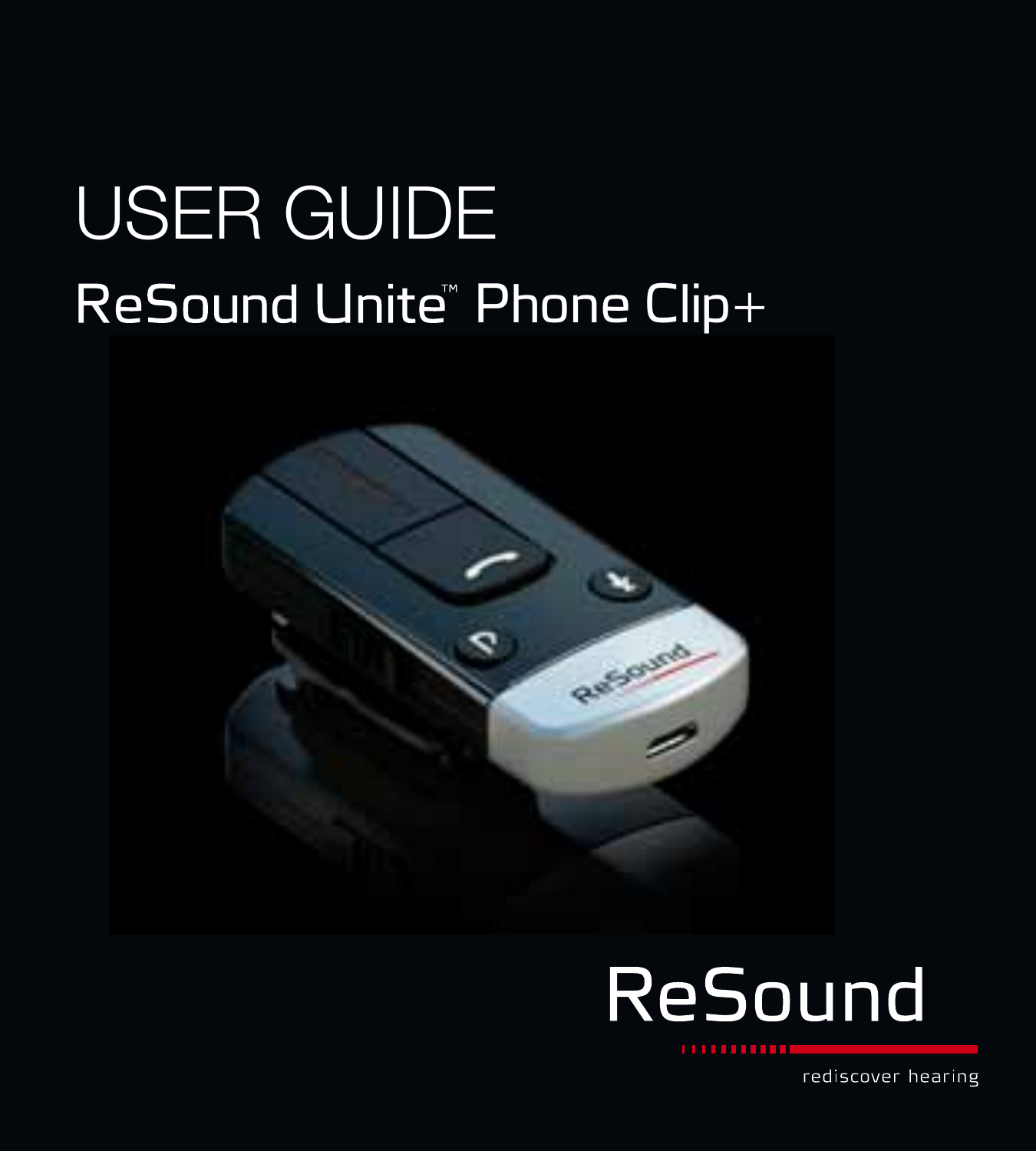# USER GUIDE

## ReSound Unite™ Phone Clip+

ReSound

rediscover hearing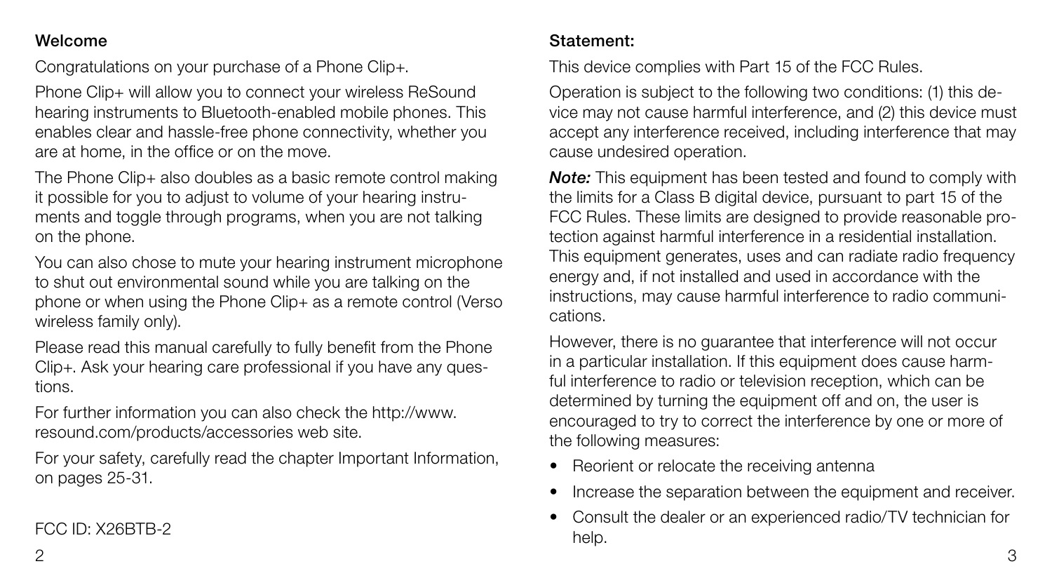## Welcome

Congratulations on your purchase of a Phone Clip+.

Phone Clip+ will allow you to connect your wireless ReSound hearing instruments to Bluetooth-enabled mobile phones. This enables clear and hassle-free phone connectivity, whether you are at home, in the office or on the move.

The Phone Clip+ also doubles as a basic remote control making it possible for you to adjust to volume of your hearing instruments and toggle through programs, when you are not talking on the phone.

You can also chose to mute your hearing instrument microphone to shut out environmental sound while you are talking on the phone or when using the Phone Clip+ as a remote control (Verso wireless family only).

Please read this manual carefully to fully benefit from the Phone Clip+. Ask your hearing care professional if you have any questions.

For further information you can also check the http://www.resound.com/products/accessories web site.

For your safety, carefully read the chapter Important Information, on pages 25-31.

FCC ID: X26BTB-2

## Statement:

This device complies with Part 15 of the FCC Rules.

Operation is subject to the following two conditions: (1) this device may not cause harmful interference, and (2) this device must accept any interference received, including interference that may cause undesired operation.

***Note:*** This equipment has been tested and found to comply with the limits for a Class B digital device, pursuant to part 15 of the FCC Rules. These limits are designed to provide reasonable protection against harmful interference in a residential installation. This equipment generates, uses and can radiate radio frequency energy and, if not installed and used in accordance with the instructions, may cause harmful interference to radio communications.

However, there is no guarantee that interference will not occur in a particular installation. If this equipment does cause harmful interference to radio or television reception, which can be determined by turning the equipment off and on, the user is encouraged to try to correct the interference by one or more of the following measures:

- Reorient or relocate the receiving antenna
- Increase the separation between the equipment and receiver.
- Consult the dealer or an experienced radio/TV technician for help.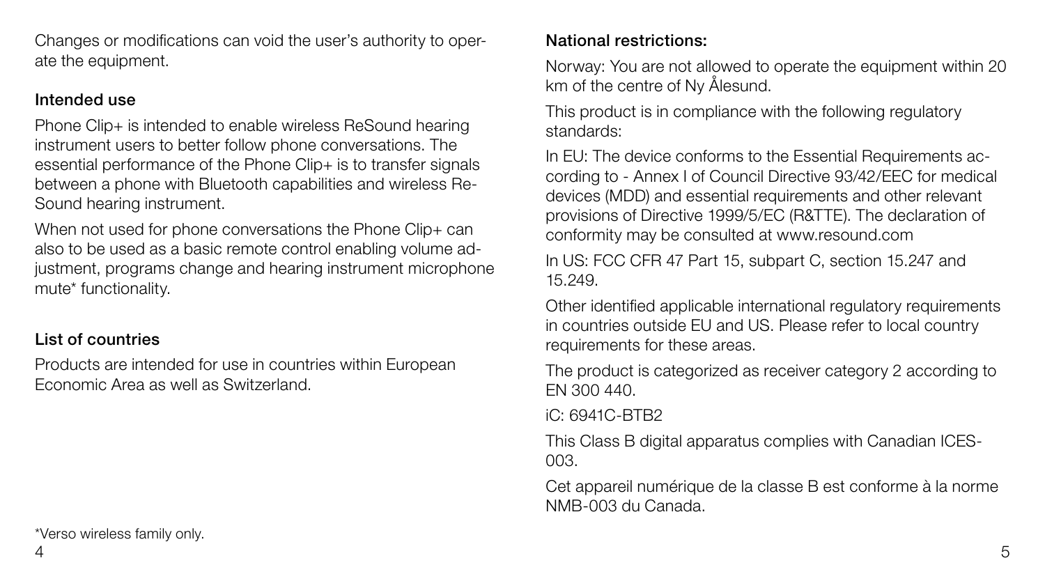Changes or modifications can void the user's authority to operate the equipment.

### Intended use

Phone Clip+ is intended to enable wireless ReSound hearing instrument users to better follow phone conversations. The essential performance of the Phone Clip+ is to transfer signals between a phone with Bluetooth capabilities and wireless ReSound hearing instrument.

When not used for phone conversations the Phone Clip+ can also to be used as a basic remote control enabling volume adjustment, programs change and hearing instrument microphone mute* functionality.

### List of countries

Products are intended for use in countries within European Economic Area as well as Switzerland.

*Verso wireless family only.

### National restrictions:

Norway: You are not allowed to operate the equipment within 20 km of the centre of Ny Ålesund.

This product is in compliance with the following regulatory standards:

In EU: The device conforms to the Essential Requirements according to - Annex I of Council Directive 93/42/EEC for medical devices (MDD) and essential requirements and other relevant provisions of Directive 1999/5/EC (R&TTE). The declaration of conformity may be consulted at www.resound.com

In US: FCC CFR 47 Part 15, subpart C, section 15.247 and 15.249.

Other identified applicable international regulatory requirements in countries outside EU and US. Please refer to local country requirements for these areas.

The product is categorized as receiver category 2 according to EN 300 440.

iC: 6941C-BTB2

This Class B digital apparatus complies with Canadian ICES-003.

Cet appareil numérique de la classe B est conforme à la norme NMB-003 du Canada.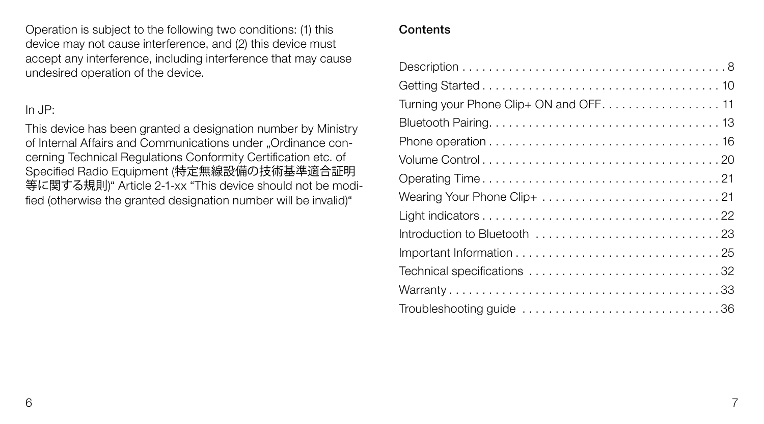Operation is subject to the following two conditions: (1) this device may not cause interference, and (2) this device must accept any interference, including interference that may cause undesired operation of the device.

In JP:

This device has been granted a designation number by Ministry of Internal Affairs and Communications under „Ordinance concerning Technical Regulations Conformity Certification etc. of Specified Radio Equipment (特定無線設備の技術基準適合証明等に関する規則)" Article 2-1-xx "This device should not be modified (otherwise the granted designation number will be invalid)"

## Contents

| | |
|---|---|
| Description | 8 |
| Getting Started | 10 |
| Turning your Phone Clip+ ON and OFF | 11 |
| Bluetooth Pairing | 13 |
| Phone operation | 16 |
| Volume Control | 20 |
| Operating Time | 21 |
| Wearing Your Phone Clip+ | 21 |
| Light indicators | 22 |
| Introduction to Bluetooth | 23 |
| Important Information | 25 |
| Technical specifications | 32 |
| Warranty | 33 |
| Troubleshooting guide | 36 |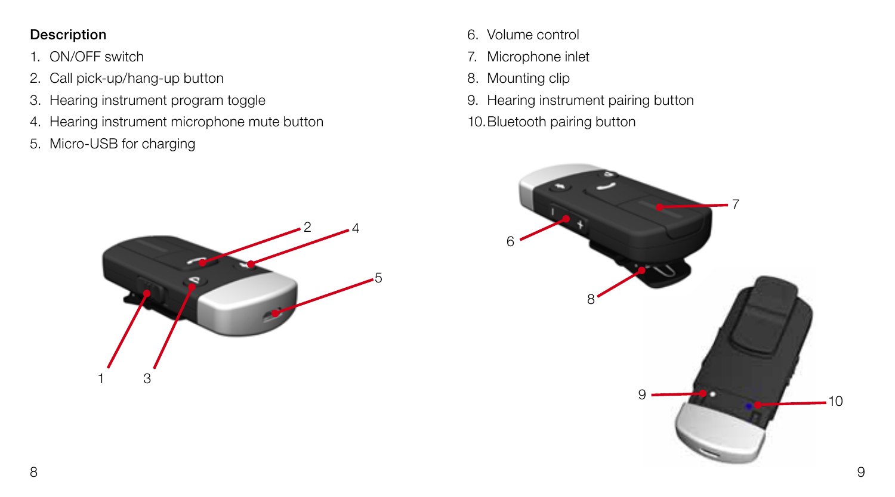## Description

1. ON/OFF switch
2. Call pick-up/hang-up button
3. Hearing instrument program toggle
4. Hearing instrument microphone mute button
5. Micro-USB for charging
6. Volume control
7. Microphone inlet
8. Mounting clip
9. Hearing instrument pairing button
10. Bluetooth pairing button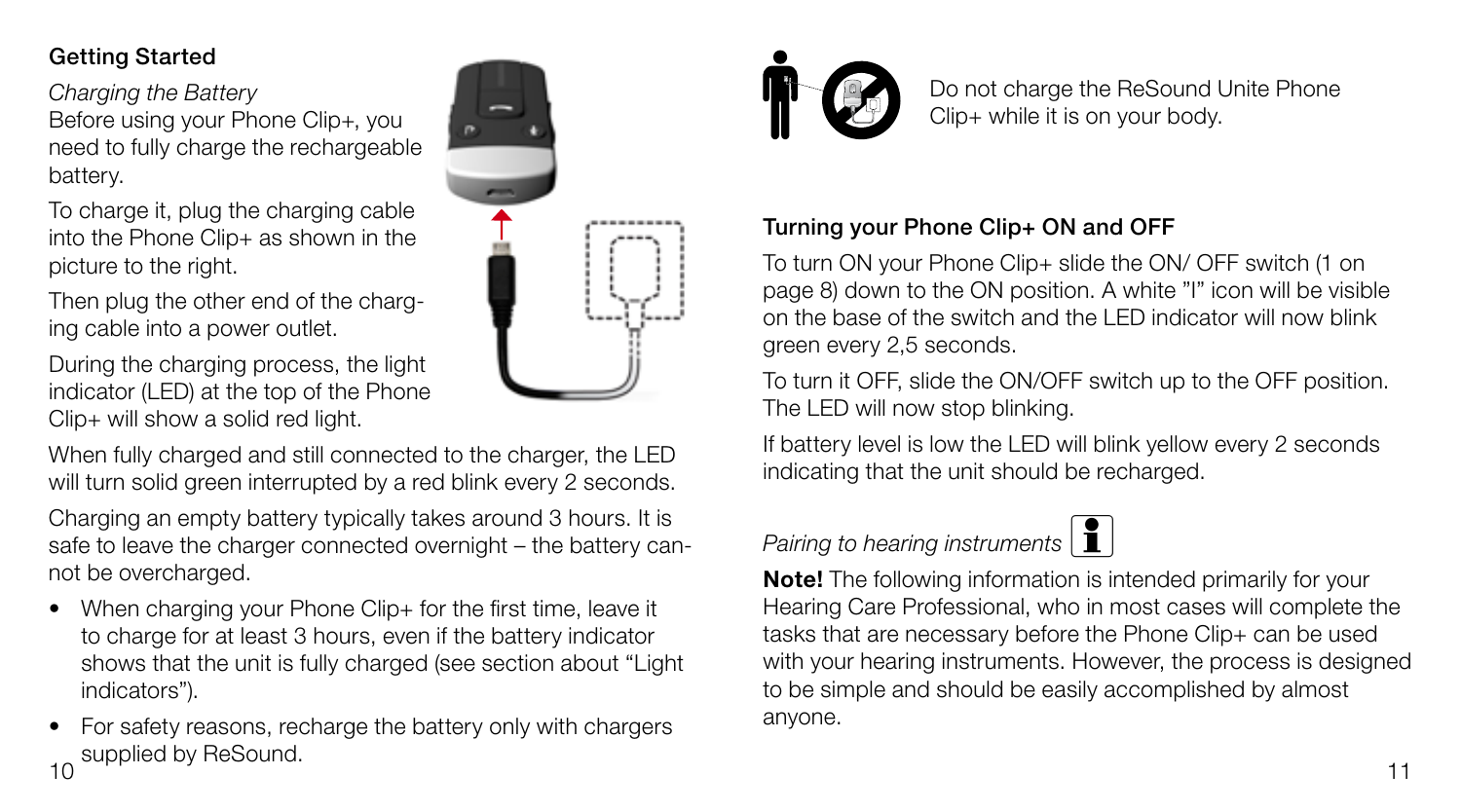## Getting Started

*Charging the Battery*

Before using your Phone Clip+, you need to fully charge the rechargeable battery.

To charge it, plug the charging cable into the Phone Clip+ as shown in the picture to the right.

Then plug the other end of the charging cable into a power outlet.

During the charging process, the light indicator (LED) at the top of the Phone Clip+ will show a solid red light.

When fully charged and still connected to the charger, the LED will turn solid green interrupted by a red blink every 2 seconds.

Charging an empty battery typically takes around 3 hours. It is safe to leave the charger connected overnight – the battery cannot be overcharged.

- When charging your Phone Clip+ for the first time, leave it to charge for at least 3 hours, even if the battery indicator shows that the unit is fully charged (see section about "Light indicators").
- For safety reasons, recharge the battery only with chargers supplied by ReSound.

Do not charge the ReSound Unite Phone Clip+ while it is on your body.

## Turning your Phone Clip+ ON and OFF

To turn ON your Phone Clip+ slide the ON/ OFF switch (1 on page 8) down to the ON position. A white "I" icon will be visible on the base of the switch and the LED indicator will now blink green every 2,5 seconds.

To turn it OFF, slide the ON/OFF switch up to the OFF position. The LED will now stop blinking.

If battery level is low the LED will blink yellow every 2 seconds indicating that the unit should be recharged.

*Pairing to hearing instruments*

**Note!** The following information is intended primarily for your Hearing Care Professional, who in most cases will complete the tasks that are necessary before the Phone Clip+ can be used with your hearing instruments. However, the process is designed to be simple and should be easily accomplished by almost anyone.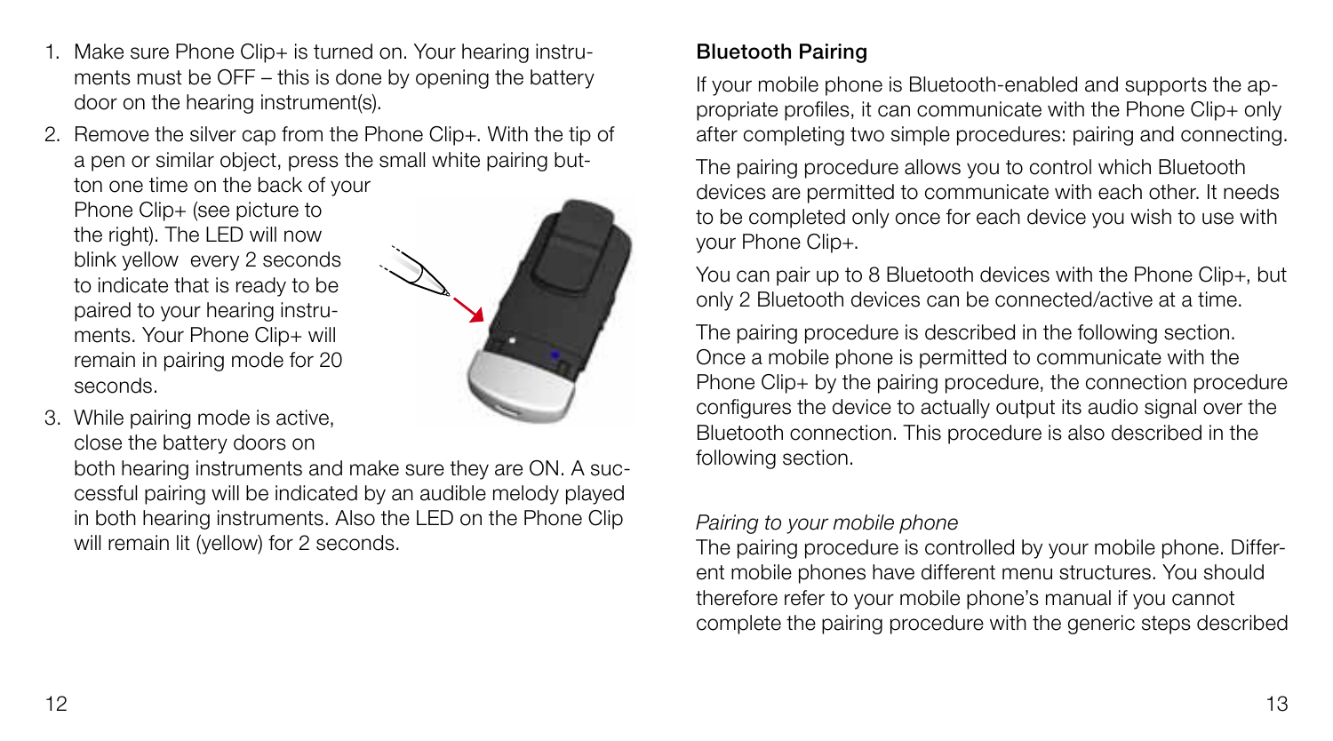1. Make sure Phone Clip+ is turned on. Your hearing instruments must be OFF – this is done by opening the battery door on the hearing instrument(s).
2. Remove the silver cap from the Phone Clip+. With the tip of a pen or similar object, press the small white pairing button one time on the back of your Phone Clip+ (see picture to the right). The LED will now blink yellow every 2 seconds to indicate that is ready to be paired to your hearing instruments. Your Phone Clip+ will remain in pairing mode for 20 seconds.
3. While pairing mode is active, close the battery doors on both hearing instruments and make sure they are ON. A successful pairing will be indicated by an audible melody played in both hearing instruments. Also the LED on the Phone Clip will remain lit (yellow) for 2 seconds.

**Bluetooth Pairing**

If your mobile phone is Bluetooth-enabled and supports the appropriate profiles, it can communicate with the Phone Clip+ only after completing two simple procedures: pairing and connecting.

The pairing procedure allows you to control which Bluetooth devices are permitted to communicate with each other. It needs to be completed only once for each device you wish to use with your Phone Clip+.

You can pair up to 8 Bluetooth devices with the Phone Clip+, but only 2 Bluetooth devices can be connected/active at a time.

The pairing procedure is described in the following section. Once a mobile phone is permitted to communicate with the Phone Clip+ by the pairing procedure, the connection procedure configures the device to actually output its audio signal over the Bluetooth connection. This procedure is also described in the following section.

*Pairing to your mobile phone*

The pairing procedure is controlled by your mobile phone. Different mobile phones have different menu structures. You should therefore refer to your mobile phone's manual if you cannot complete the pairing procedure with the generic steps described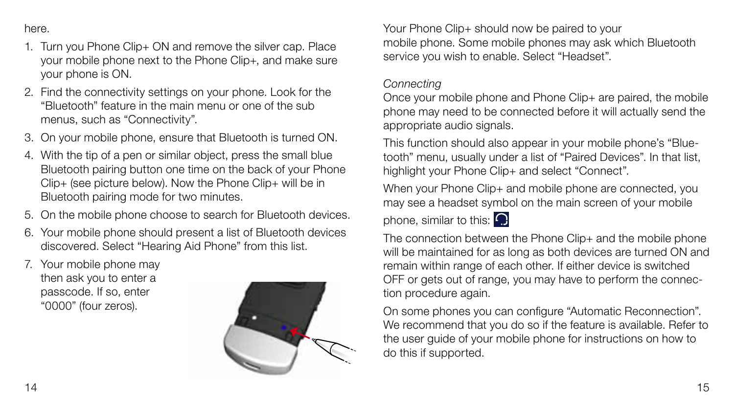here.

1. Turn you Phone Clip+ ON and remove the silver cap. Place your mobile phone next to the Phone Clip+, and make sure your phone is ON.
2. Find the connectivity settings on your phone. Look for the “Bluetooth” feature in the main menu or one of the sub menus, such as “Connectivity”.
3. On your mobile phone, ensure that Bluetooth is turned ON.
4. With the tip of a pen or similar object, press the small blue Bluetooth pairing button one time on the back of your Phone Clip+ (see picture below). Now the Phone Clip+ will be in Bluetooth pairing mode for two minutes.
5. On the mobile phone choose to search for Bluetooth devices.
6. Your mobile phone should present a list of Bluetooth devices discovered. Select “Hearing Aid Phone” from this list.
7. Your mobile phone may then ask you to enter a passcode. If so, enter “0000” (four zeros).

Your Phone Clip+ should now be paired to your mobile phone. Some mobile phones may ask which Bluetooth service you wish to enable. Select “Headset”.

*Connecting*

Once your mobile phone and Phone Clip+ are paired, the mobile phone may need to be connected before it will actually send the appropriate audio signals.

This function should also appear in your mobile phone’s “Bluetooth” menu, usually under a list of “Paired Devices”. In that list, highlight your Phone Clip+ and select “Connect”.

When your Phone Clip+ and mobile phone are connected, you may see a headset symbol on the main screen of your mobile phone, similar to this:

The connection between the Phone Clip+ and the mobile phone will be maintained for as long as both devices are turned ON and remain within range of each other. If either device is switched OFF or gets out of range, you may have to perform the connection procedure again.

On some phones you can configure “Automatic Reconnection”. We recommend that you do so if the feature is available. Refer to the user guide of your mobile phone for instructions on how to do this if supported.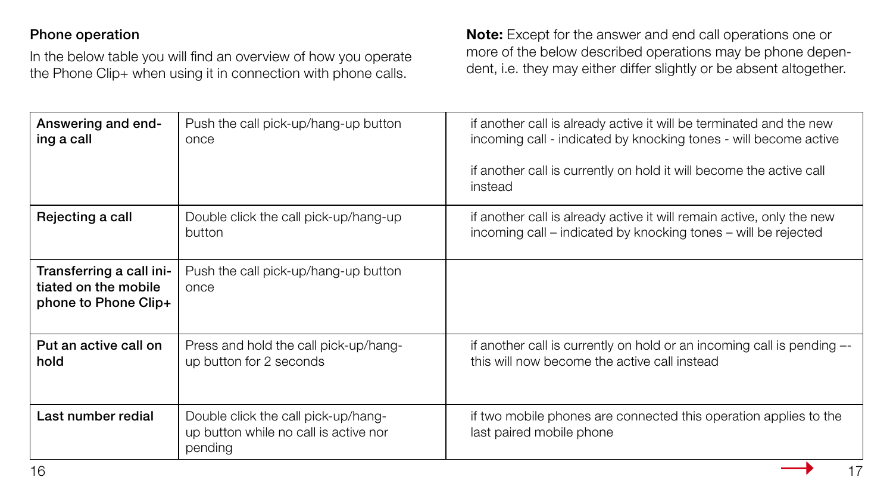## Phone operation

In the below table you will find an overview of how you operate the Phone Clip+ when using it in connection with phone calls.

**Note:** Except for the answer and end call operations one or more of the below described operations may be phone dependent, i.e. they may either differ slightly or be absent altogether.

| | | |
|---|---|---|
| **Answering and ending a call** | Push the call pick-up/hang-up button once | if another call is already active it will be terminated and the new incoming call - indicated by knocking tones - will become active<br><br>if another call is currently on hold it will become the active call instead |
| **Rejecting a call** | Double click the call pick-up/hang-up button | if another call is already active it will remain active, only the new incoming call – indicated by knocking tones – will be rejected |
| **Transferring a call initiated on the mobile phone to Phone Clip+** | Push the call pick-up/hang-up button once | |
| **Put an active call on hold** | Press and hold the call pick-up/hang-up button for 2 seconds | if another call is currently on hold or an incoming call is pending –- this will now become the active call instead |
| **Last number redial** | Double click the call pick-up/hang-up button while no call is active nor pending | if two mobile phones are connected this operation applies to the last paired mobile phone |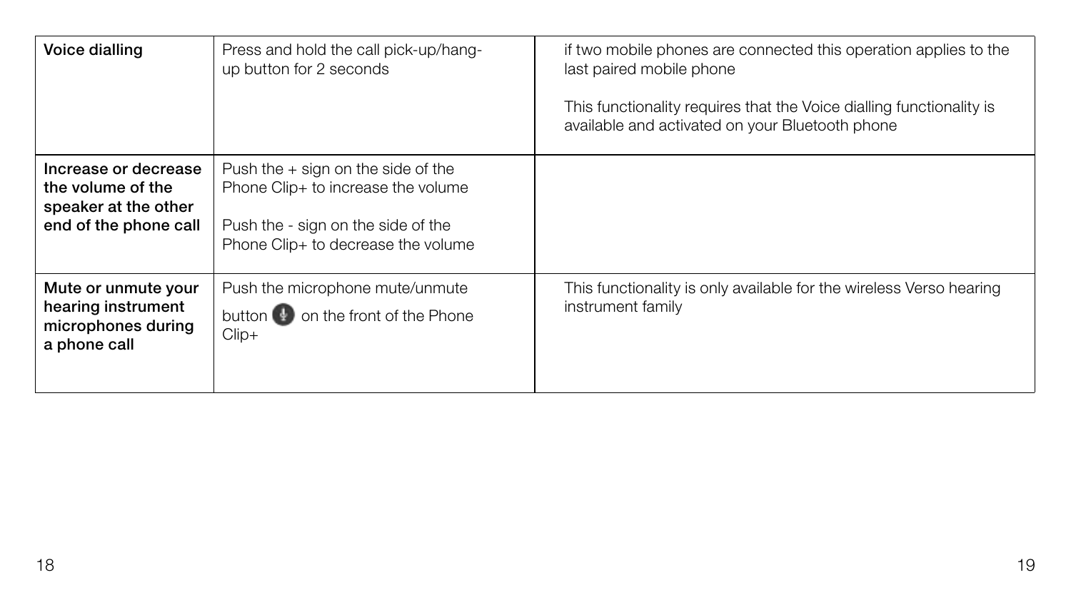| Voice dialling | Press and hold the call pick-up/hang-up button for 2 seconds | if two mobile phones are connected this operation applies to the last paired mobile phone<br><br>This functionality requires that the Voice dialling functionality is available and activated on your Bluetooth phone |
|---|---|---|
| **Increase or decrease the volume of the speaker at the other end of the phone call** | Push the + sign on the side of the Phone Clip+ to increase the volume<br><br>Push the - sign on the side of the Phone Clip+ to decrease the volume | |
| **Mute or unmute your hearing instrument microphones during a phone call** | Push the microphone mute/unmute button on the front of the Phone Clip+ | This functionality is only available for the wireless Verso hearing instrument family |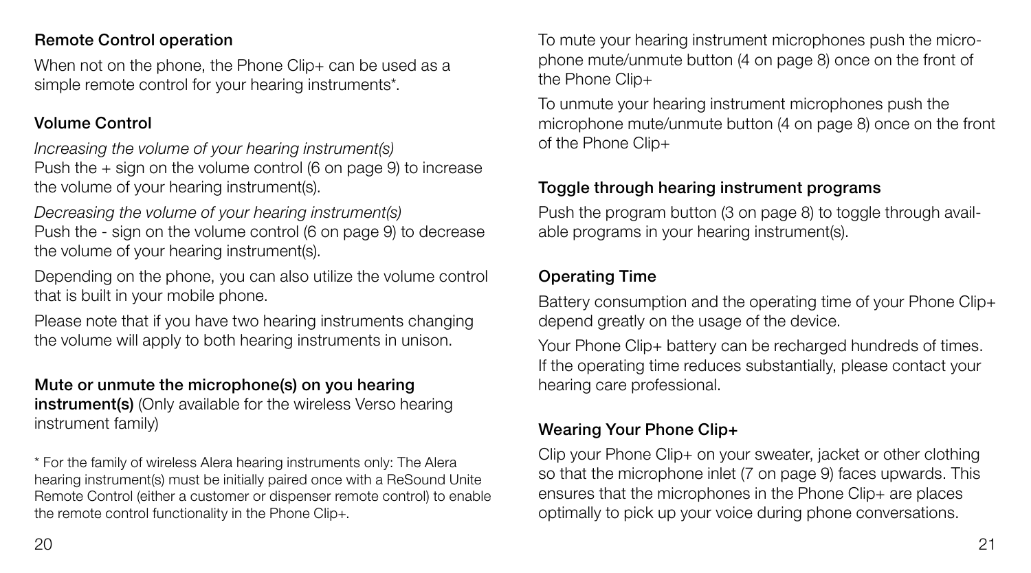## Remote Control operation

When not on the phone, the Phone Clip+ can be used as a simple remote control for your hearing instruments*.

### Volume Control

*Increasing the volume of your hearing instrument(s)*
Push the + sign on the volume control (6 on page 9) to increase the volume of your hearing instrument(s).

*Decreasing the volume of your hearing instrument(s)*
Push the - sign on the volume control (6 on page 9) to decrease the volume of your hearing instrument(s).

Depending on the phone, you can also utilize the volume control that is built in your mobile phone.

Please note that if you have two hearing instruments changing the volume will apply to both hearing instruments in unison.

**Mute or unmute the microphone(s) on you hearing instrument(s)** (Only available for the wireless Verso hearing instrument family)

To mute your hearing instrument microphones push the microphone mute/unmute button (4 on page 8) once on the front of the Phone Clip+

To unmute your hearing instrument microphones push the microphone mute/unmute button (4 on page 8) once on the front of the Phone Clip+

### Toggle through hearing instrument programs

Push the program button (3 on page 8) to toggle through available programs in your hearing instrument(s).

### Operating Time

Battery consumption and the operating time of your Phone Clip+ depend greatly on the usage of the device.

Your Phone Clip+ battery can be recharged hundreds of times. If the operating time reduces substantially, please contact your hearing care professional.

### Wearing Your Phone Clip+

Clip your Phone Clip+ on your sweater, jacket or other clothing so that the microphone inlet (7 on page 9) faces upwards. This ensures that the microphones in the Phone Clip+ are places optimally to pick up your voice during phone conversations.

\* For the family of wireless Alera hearing instruments only: The Alera hearing instrument(s) must be initially paired once with a ReSound Unite Remote Control (either a customer or dispenser remote control) to enable the remote control functionality in the Phone Clip+.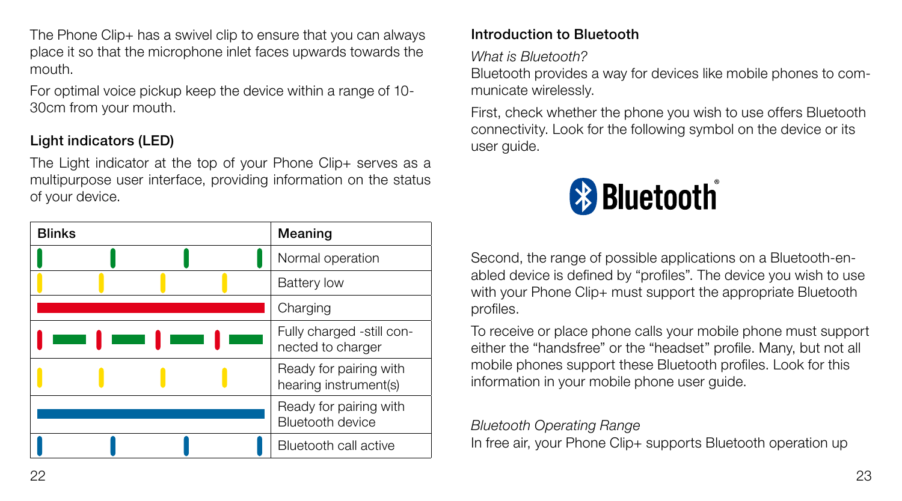The Phone Clip+ has a swivel clip to ensure that you can always place it so that the microphone inlet faces upwards towards the mouth.

For optimal voice pickup keep the device within a range of 10-30cm from your mouth.

### Light indicators (LED)

The Light indicator at the top of your Phone Clip+ serves as a multipurpose user interface, providing information on the status of your device.

| Blinks | Meaning |
| --- | --- |
| Green short blinks | Normal operation |
| Yellow short blinks | Battery low |
| Solid red | Charging |
| Alternating red short / green long blinks | Fully charged -still connected to charger |
| Yellow short blinks | Ready for pairing with hearing instrument(s) |
| Solid blue | Ready for pairing with Bluetooth device |
| Blue short blinks | Bluetooth call active |

### Introduction to Bluetooth

*What is Bluetooth?*

Bluetooth provides a way for devices like mobile phones to communicate wirelessly.

First, check whether the phone you wish to use offers Bluetooth connectivity. Look for the following symbol on the device or its user guide.

Bluetooth®

Second, the range of possible applications on a Bluetooth-enabled device is defined by "profiles". The device you wish to use with your Phone Clip+ must support the appropriate Bluetooth profiles.

To receive or place phone calls your mobile phone must support either the "handsfree" or the "headset" profile. Many, but not all mobile phones support these Bluetooth profiles. Look for this information in your mobile phone user guide.

*Bluetooth Operating Range*

In free air, your Phone Clip+ supports Bluetooth operation up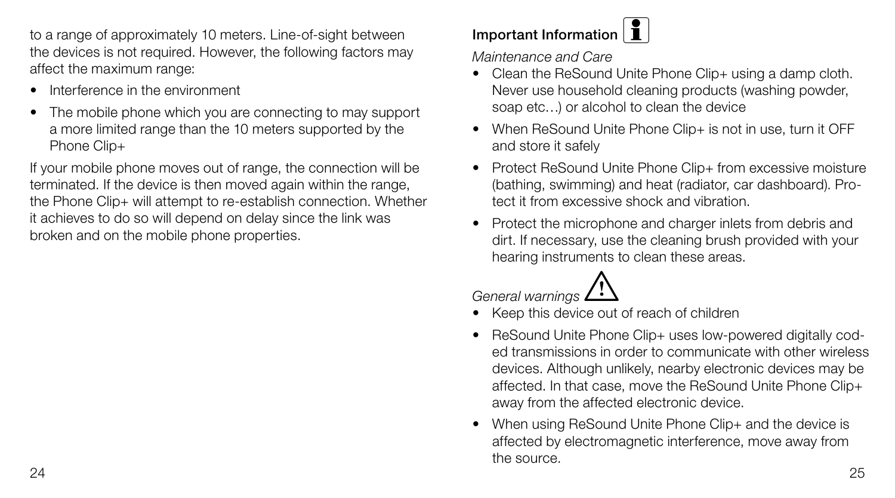to a range of approximately 10 meters. Line-of-sight between the devices is not required. However, the following factors may affect the maximum range:

- Interference in the environment
- The mobile phone which you are connecting to may support a more limited range than the 10 meters supported by the Phone Clip+

If your mobile phone moves out of range, the connection will be terminated. If the device is then moved again within the range, the Phone Clip+ will attempt to re-establish connection. Whether it achieves to do so will depend on delay since the link was broken and on the mobile phone properties.

## Important Information

*Maintenance and Care*

- Clean the ReSound Unite Phone Clip+ using a damp cloth. Never use household cleaning products (washing powder, soap etc…) or alcohol to clean the device
- When ReSound Unite Phone Clip+ is not in use, turn it OFF and store it safely
- Protect ReSound Unite Phone Clip+ from excessive moisture (bathing, swimming) and heat (radiator, car dashboard). Protect it from excessive shock and vibration.
- Protect the microphone and charger inlets from debris and dirt. If necessary, use the cleaning brush provided with your hearing instruments to clean these areas.

*General warnings*

- Keep this device out of reach of children
- ReSound Unite Phone Clip+ uses low-powered digitally coded transmissions in order to communicate with other wireless devices. Although unlikely, nearby electronic devices may be affected. In that case, move the ReSound Unite Phone Clip+ away from the affected electronic device.
- When using ReSound Unite Phone Clip+ and the device is affected by electromagnetic interference, move away from the source.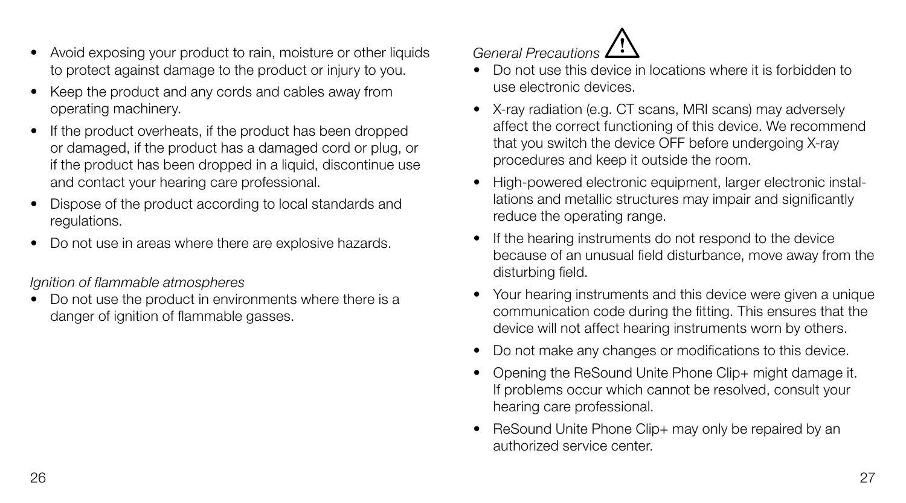- Avoid exposing your product to rain, moisture or other liquids to protect against damage to the product or injury to you.
- Keep the product and any cords and cables away from operating machinery.
- If the product overheats, if the product has been dropped or damaged, if the product has a damaged cord or plug, or if the product has been dropped in a liquid, discontinue use and contact your hearing care professional.
- Dispose of the product according to local standards and regulations.
- Do not use in areas where there are explosive hazards.

*Ignition of flammable atmospheres*

- Do not use the product in environments where there is a danger of ignition of flammable gasses.

*General Precautions* ⚠

- Do not use this device in locations where it is forbidden to use electronic devices.
- X-ray radiation (e.g. CT scans, MRI scans) may adversely affect the correct functioning of this device. We recommend that you switch the device OFF before undergoing X-ray procedures and keep it outside the room.
- High-powered electronic equipment, larger electronic installations and metallic structures may impair and significantly reduce the operating range.
- If the hearing instruments do not respond to the device because of an unusual field disturbance, move away from the disturbing field.
- Your hearing instruments and this device were given a unique communication code during the fitting. This ensures that the device will not affect hearing instruments worn by others.
- Do not make any changes or modifications to this device.
- Opening the ReSound Unite Phone Clip+ might damage it. If problems occur which cannot be resolved, consult your hearing care professional.
- ReSound Unite Phone Clip+ may only be repaired by an authorized service center.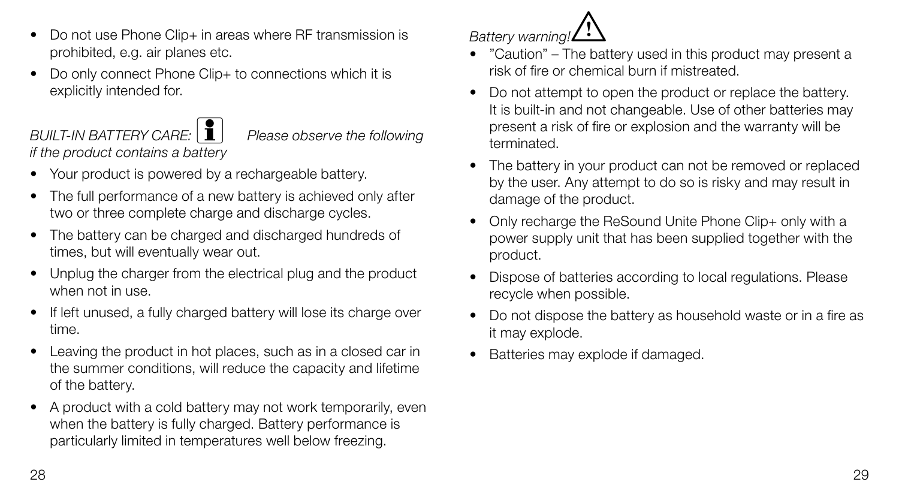- Do not use Phone Clip+ in areas where RF transmission is prohibited, e.g. air planes etc.
- Do only connect Phone Clip+ to connections which it is explicitly intended for.

*BUILT-IN BATTERY CARE:* *Please observe the following if the product contains a battery*

- Your product is powered by a rechargeable battery.
- The full performance of a new battery is achieved only after two or three complete charge and discharge cycles.
- The battery can be charged and discharged hundreds of times, but will eventually wear out.
- Unplug the charger from the electrical plug and the product when not in use.
- If left unused, a fully charged battery will lose its charge over time.
- Leaving the product in hot places, such as in a closed car in the summer conditions, will reduce the capacity and lifetime of the battery.
- A product with a cold battery may not work temporarily, even when the battery is fully charged. Battery performance is particularly limited in temperatures well below freezing.

*Battery warning!*

- "Caution" – The battery used in this product may present a risk of fire or chemical burn if mistreated.
- Do not attempt to open the product or replace the battery. It is built-in and not changeable. Use of other batteries may present a risk of fire or explosion and the warranty will be terminated.
- The battery in your product can not be removed or replaced by the user. Any attempt to do so is risky and may result in damage of the product.
- Only recharge the ReSound Unite Phone Clip+ only with a power supply unit that has been supplied together with the product.
- Dispose of batteries according to local regulations. Please recycle when possible.
- Do not dispose the battery as household waste or in a fire as it may explode.
- Batteries may explode if damaged.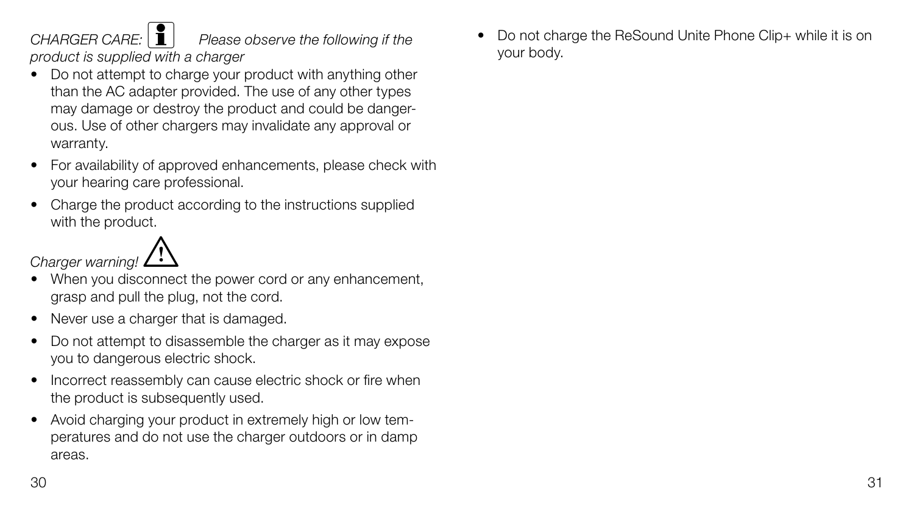*CHARGER CARE:* *Please observe the following if the product is supplied with a charger*

- Do not attempt to charge your product with anything other than the AC adapter provided. The use of any other types may damage or destroy the product and could be dangerous. Use of other chargers may invalidate any approval or warranty.
- For availability of approved enhancements, please check with your hearing care professional.
- Charge the product according to the instructions supplied with the product.

*Charger warning!*

- When you disconnect the power cord or any enhancement, grasp and pull the plug, not the cord.
- Never use a charger that is damaged.
- Do not attempt to disassemble the charger as it may expose you to dangerous electric shock.
- Incorrect reassembly can cause electric shock or fire when the product is subsequently used.
- Avoid charging your product in extremely high or low temperatures and do not use the charger outdoors or in damp areas.
- Do not charge the ReSound Unite Phone Clip+ while it is on your body.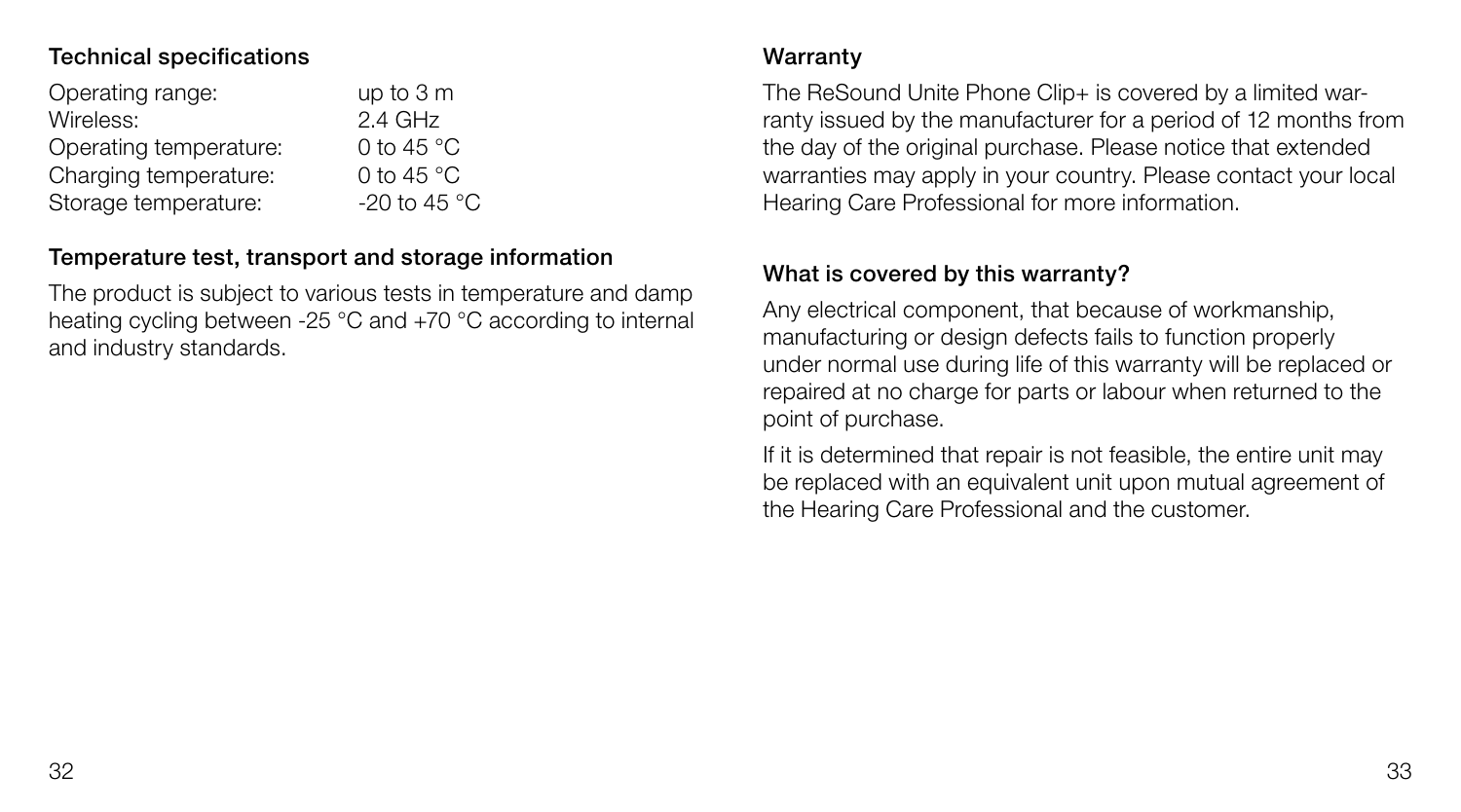### Technical specifications

| | |
|---|---|
| Operating range: | up to 3 m |
| Wireless: | 2.4 GHz |
| Operating temperature: | 0 to 45 °C |
| Charging temperature: | 0 to 45 °C |
| Storage temperature: | -20 to 45 °C |

### Temperature test, transport and storage information

The product is subject to various tests in temperature and damp heating cycling between -25 °C and +70 °C according to internal and industry standards.

### Warranty

The ReSound Unite Phone Clip+ is covered by a limited warranty issued by the manufacturer for a period of 12 months from the day of the original purchase. Please notice that extended warranties may apply in your country. Please contact your local Hearing Care Professional for more information.

### What is covered by this warranty?

Any electrical component, that because of workmanship, manufacturing or design defects fails to function properly under normal use during life of this warranty will be replaced or repaired at no charge for parts or labour when returned to the point of purchase.

If it is determined that repair is not feasible, the entire unit may be replaced with an equivalent unit upon mutual agreement of the Hearing Care Professional and the customer.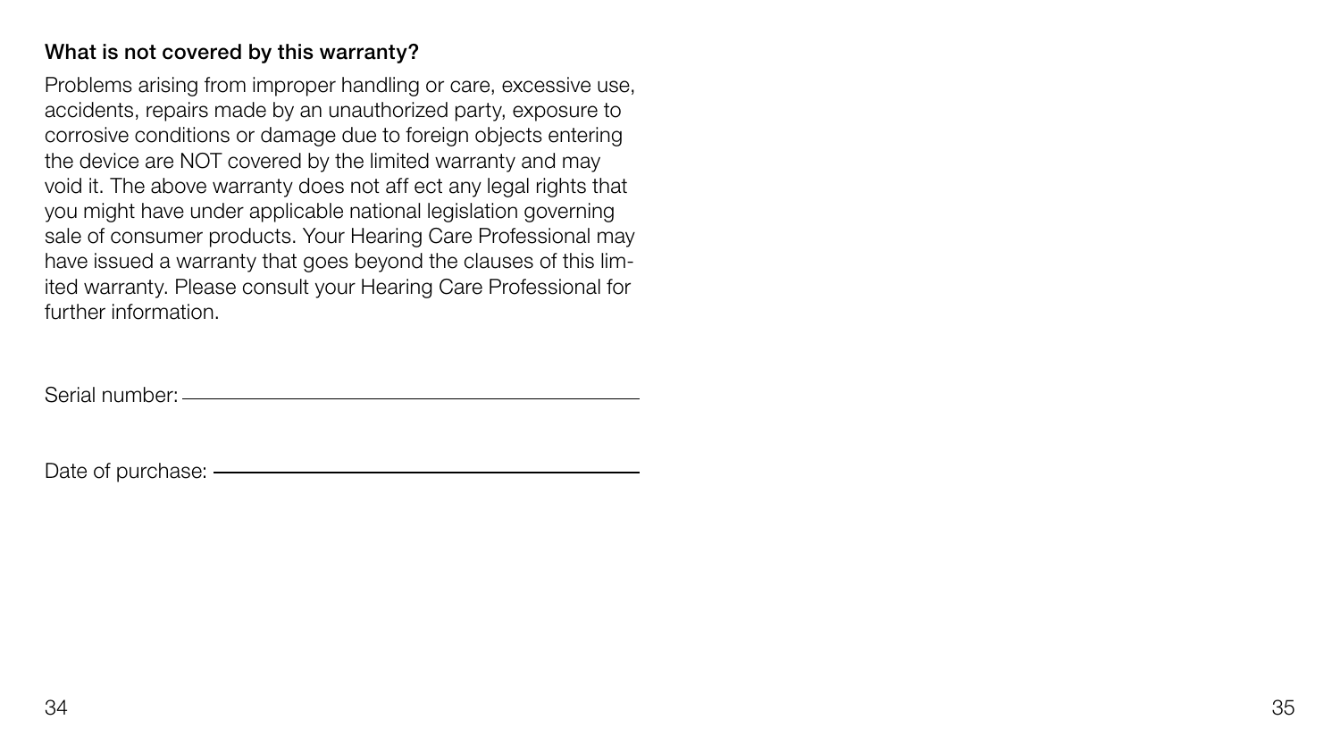### What is not covered by this warranty?

Problems arising from improper handling or care, excessive use, accidents, repairs made by an unauthorized party, exposure to corrosive conditions or damage due to foreign objects entering the device are NOT covered by the limited warranty and may void it. The above warranty does not aff ect any legal rights that you might have under applicable national legislation governing sale of consumer products. Your Hearing Care Professional may have issued a warranty that goes beyond the clauses of this limited warranty. Please consult your Hearing Care Professional for further information.

Serial number: ______________________________

Date of purchase: ______________________________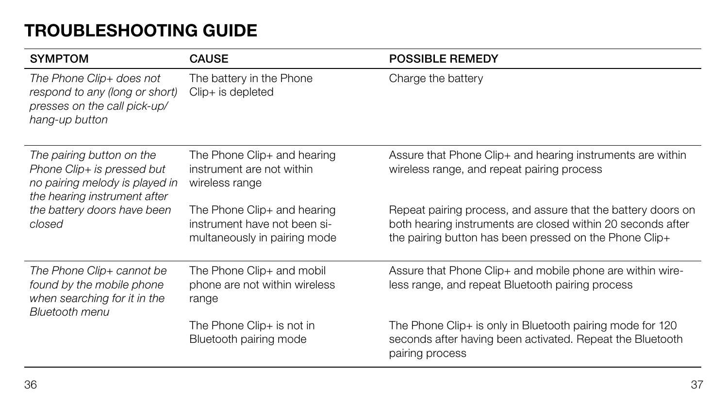# TROUBLESHOOTING GUIDE

| SYMPTOM | CAUSE | POSSIBLE REMEDY |
|---|---|---|
| *The Phone Clip+ does not respond to any (long or short) presses on the call pick-up/ hang-up button* | The battery in the Phone Clip+ is depleted | Charge the battery |
| *The pairing button on the Phone Clip+ is pressed but no pairing melody is played in the hearing instrument after the battery doors have been closed* | The Phone Clip+ and hearing instrument are not within wireless range | Assure that Phone Clip+ and hearing instruments are within wireless range, and repeat pairing process |
| | The Phone Clip+ and hearing instrument have not been simultaneously in pairing mode | Repeat pairing process, and assure that the battery doors on both hearing instruments are closed within 20 seconds after the pairing button has been pressed on the Phone Clip+ |
| *The Phone Clip+ cannot be found by the mobile phone when searching for it in the Bluetooth menu* | The Phone Clip+ and mobil phone are not within wireless range | Assure that Phone Clip+ and mobile phone are within wireless range, and repeat Bluetooth pairing process |
| | The Phone Clip+ is not in Bluetooth pairing mode | The Phone Clip+ is only in Bluetooth pairing mode for 120 seconds after having been activated. Repeat the Bluetooth pairing process |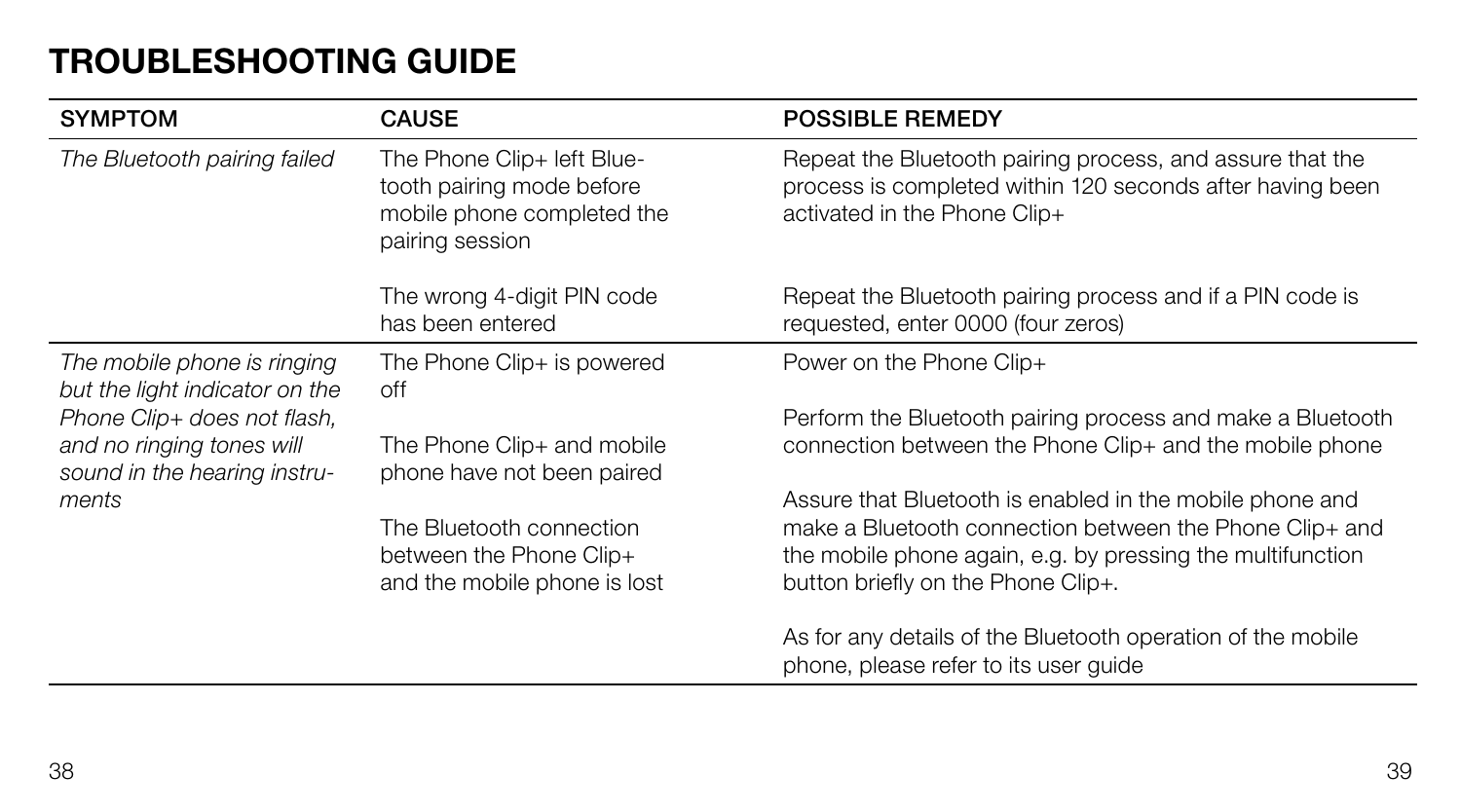# TROUBLESHOOTING GUIDE

| SYMPTOM | CAUSE | POSSIBLE REMEDY |
|---|---|---|
| *The Bluetooth pairing failed* | The Phone Clip+ left Bluetooth pairing mode before mobile phone completed the pairing session | Repeat the Bluetooth pairing process, and assure that the process is completed within 120 seconds after having been activated in the Phone Clip+ |
| | The wrong 4-digit PIN code has been entered | Repeat the Bluetooth pairing process and if a PIN code is requested, enter 0000 (four zeros) |
| *The mobile phone is ringing but the light indicator on the Phone Clip+ does not flash, and no ringing tones will sound in the hearing instruments* | The Phone Clip+ is powered off | Power on the Phone Clip+ |
| | The Phone Clip+ and mobile phone have not been paired | Perform the Bluetooth pairing process and make a Bluetooth connection between the Phone Clip+ and the mobile phone |
| | The Bluetooth connection between the Phone Clip+ and the mobile phone is lost | Assure that Bluetooth is enabled in the mobile phone and make a Bluetooth connection between the Phone Clip+ and the mobile phone again, e.g. by pressing the multifunction button briefly on the Phone Clip+. |
| | | As for any details of the Bluetooth operation of the mobile phone, please refer to its user guide |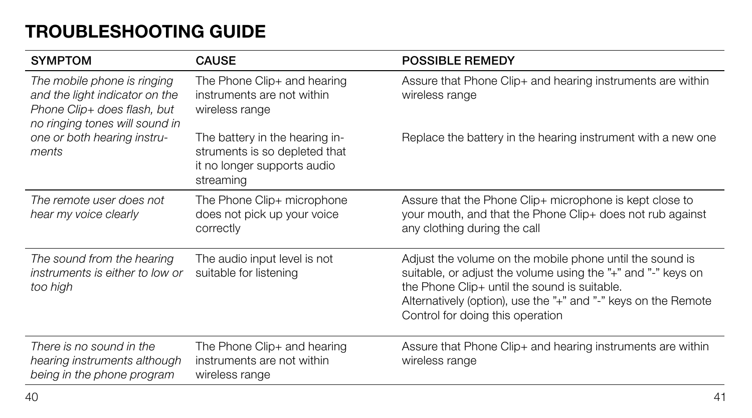# TROUBLESHOOTING GUIDE

| SYMPTOM | CAUSE | POSSIBLE REMEDY |
|---|---|---|
| *The mobile phone is ringing and the light indicator on the Phone Clip+ does flash, but no ringing tones will sound in one or both hearing instruments* | The Phone Clip+ and hearing instruments are not within wireless range | Assure that Phone Clip+ and hearing instruments are within wireless range |
| | The battery in the hearing instruments is so depleted that it no longer supports audio streaming | Replace the battery in the hearing instrument with a new one |
| *The remote user does not hear my voice clearly* | The Phone Clip+ microphone does not pick up your voice correctly | Assure that the Phone Clip+ microphone is kept close to your mouth, and that the Phone Clip+ does not rub against any clothing during the call |
| *The sound from the hearing instruments is either to low or too high* | The audio input level is not suitable for listening | Adjust the volume on the mobile phone until the sound is suitable, or adjust the volume using the "+" and "-" keys on the Phone Clip+ until the sound is suitable. Alternatively (option), use the "+" and "-" keys on the Remote Control for doing this operation |
| *There is no sound in the hearing instruments although being in the phone program* | The Phone Clip+ and hearing instruments are not within wireless range | Assure that Phone Clip+ and hearing instruments are within wireless range |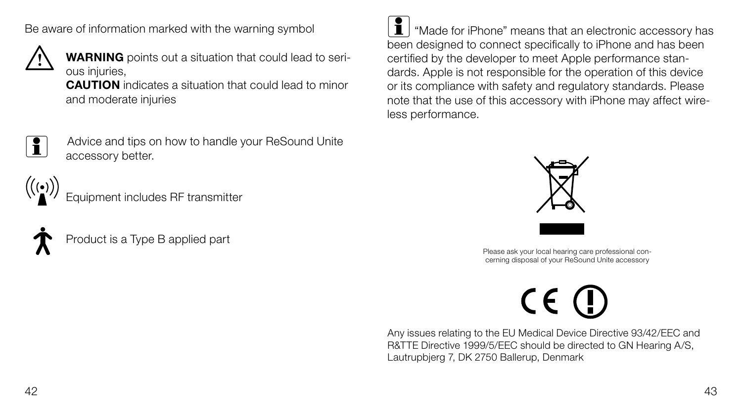Be aware of information marked with the warning symbol

**WARNING** points out a situation that could lead to serious injuries,
**CAUTION** indicates a situation that could lead to minor and moderate injuries

Advice and tips on how to handle your ReSound Unite accessory better.

Equipment includes RF transmitter

Product is a Type B applied part

"Made for iPhone" means that an electronic accessory has been designed to connect specifically to iPhone and has been certified by the developer to meet Apple performance standards. Apple is not responsible for the operation of this device or its compliance with safety and regulatory standards. Please note that the use of this accessory with iPhone may affect wireless performance.

Please ask your local hearing care professional concerning disposal of your ReSound Unite accessory

Any issues relating to the EU Medical Device Directive 93/42/EEC and R&TTE Directive 1999/5/EEC should be directed to GN Hearing A/S, Lautrupbjerg 7, DK 2750 Ballerup, Denmark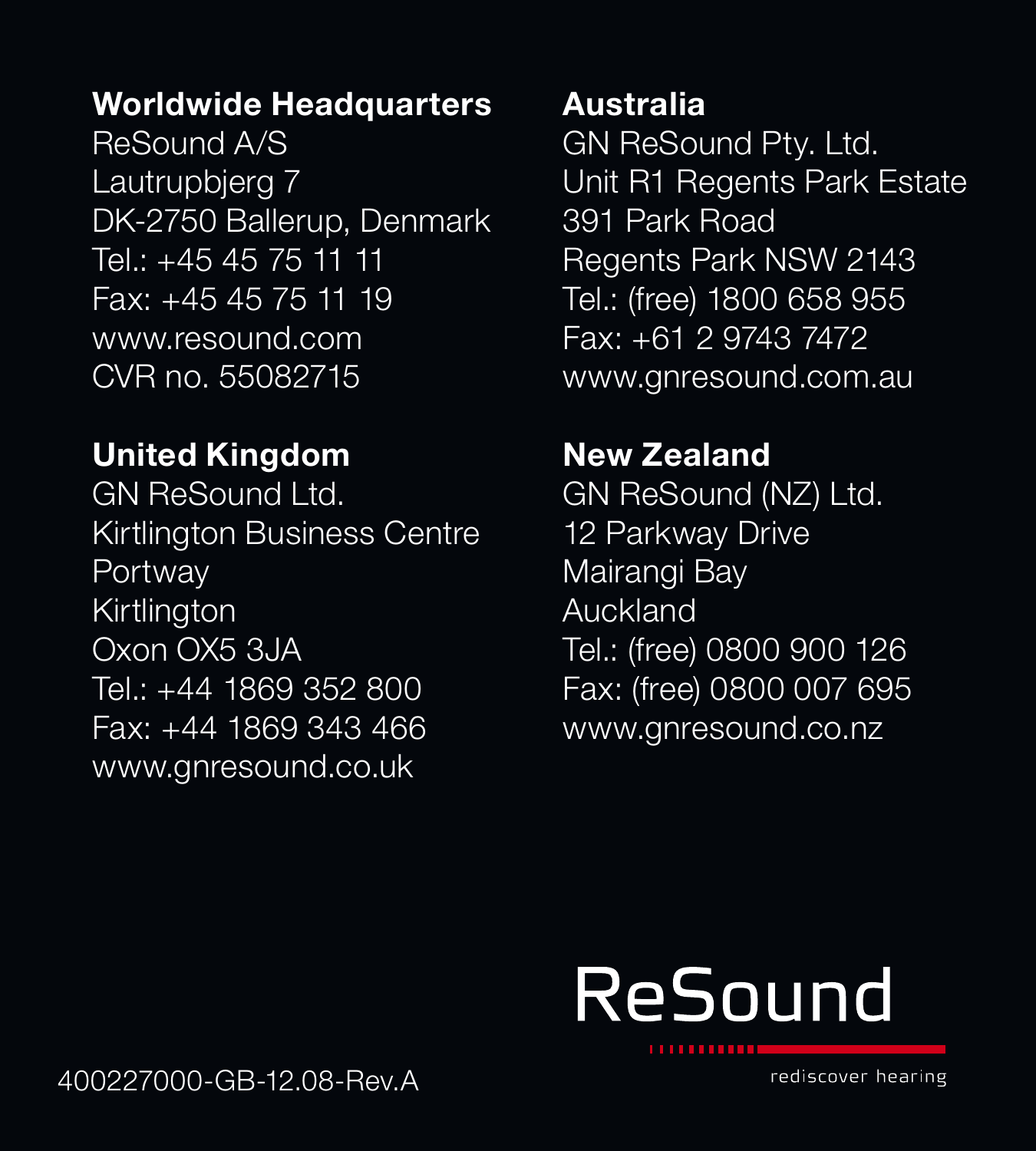**Worldwide Headquarters**
ReSound A/S
Lautrupbjerg 7
DK-2750 Ballerup, Denmark
Tel.: +45 45 75 11 11
Fax: +45 45 75 11 19
www.resound.com
CVR no. 55082715

**United Kingdom**
GN ReSound Ltd.
Kirtlington Business Centre
Portway
Kirtlington
Oxon OX5 3JA
Tel.: +44 1869 352 800
Fax: +44 1869 343 466
www.gnresound.co.uk

**Australia**
GN ReSound Pty. Ltd.
Unit R1 Regents Park Estate
391 Park Road
Regents Park NSW 2143
Tel.: (free) 1800 658 955
Fax: +61 2 9743 7472
www.gnresound.com.au

**New Zealand**
GN ReSound (NZ) Ltd.
12 Parkway Drive
Mairangi Bay
Auckland
Tel.: (free) 0800 900 126
Fax: (free) 0800 007 695
www.gnresound.co.nz

ReSound

rediscover hearing

400227000-GB-12.08-Rev.A